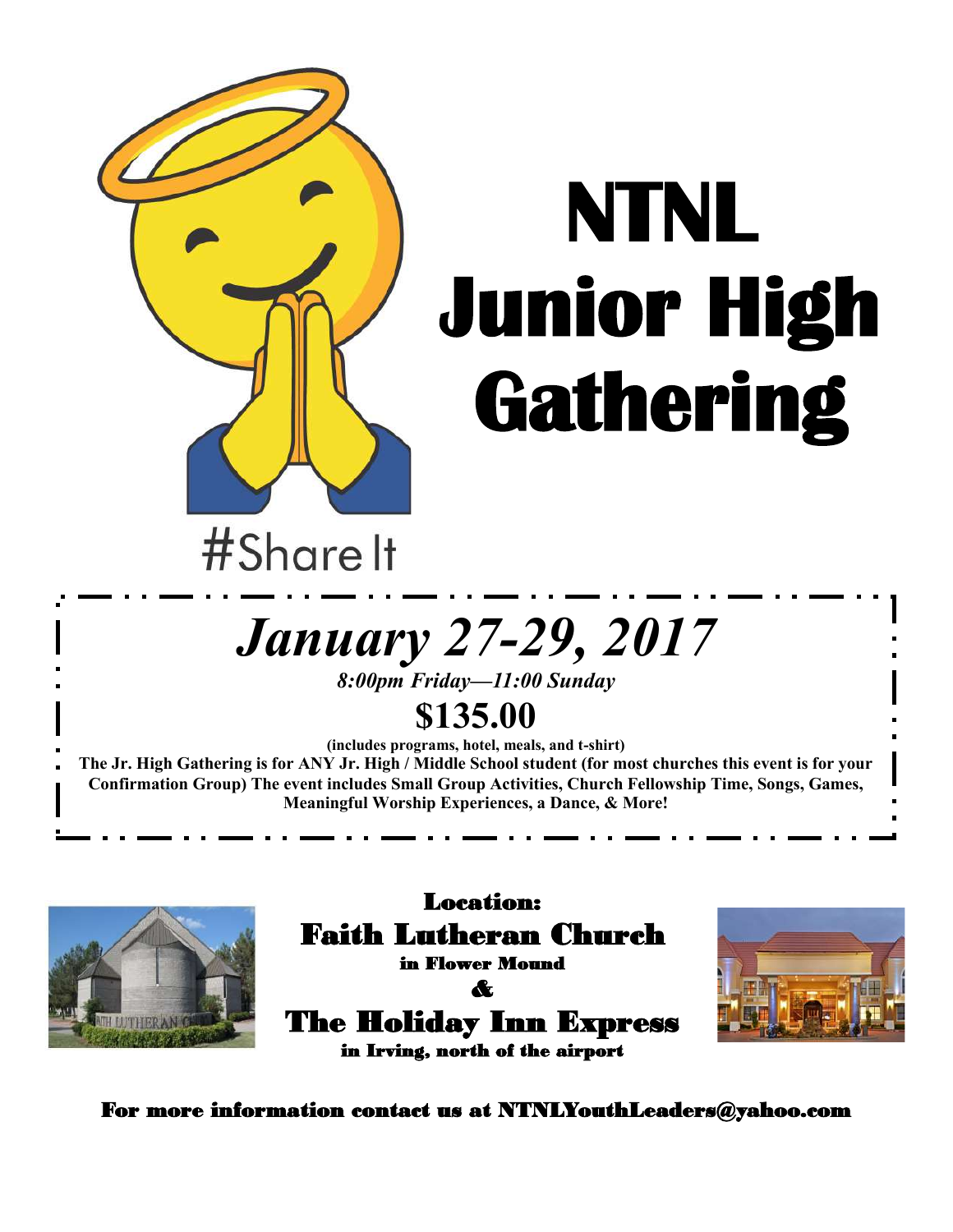# NTNL Junior High Gathering

#Share It

## *January 27-29, 2017*

***8:00pm Friday—11:00 Sunday***

## **$135.00**

**(includes programs, hotel, meals, and t-shirt)**

**The Jr. High Gathering is for ANY Jr. High / Middle School student (for most churches this event is for your Confirmation Group) The event includes Small Group Activities, Church Fellowship Time, Songs, Games, Meaningful Worship Experiences, a Dance, & More!**

**Location:**

**Faith Lutheran Church**

**in Flower Mound**

**&**

**The Holiday Inn Express**

**in Irving, north of the airport**

**For more information contact us at NTNLYouthLeaders@yahoo.com**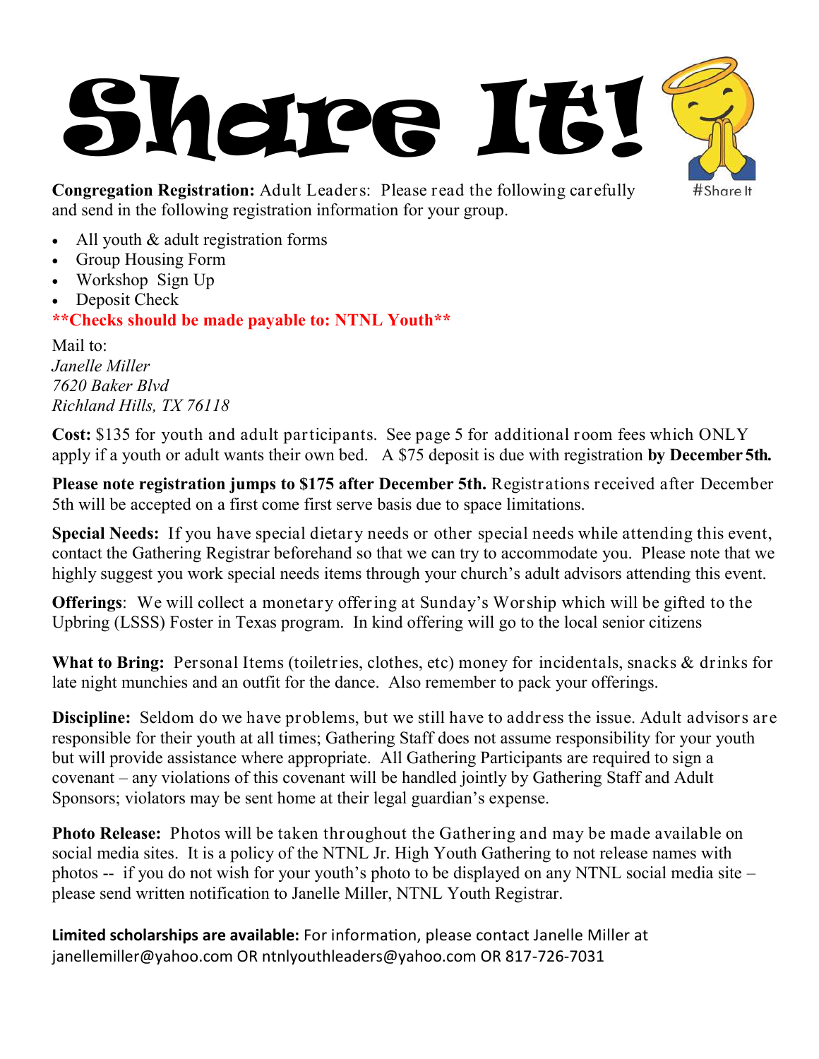# Share It!

#Share It

**Congregation Registration:** Adult Leaders: Please read the following carefully and send in the following registration information for your group.

- All youth & adult registration forms
- Group Housing Form
- Workshop Sign Up
- Deposit Check

****Checks should be made payable to: NTNL Youth****

Mail to:
*Janelle Miller*
*7620 Baker Blvd*
*Richland Hills, TX 76118*

**Cost:** $135 for youth and adult participants. See page 5 for additional room fees which ONLY apply if a youth or adult wants their own bed. A $75 deposit is due with registration **by December 5th.**

**Please note registration jumps to $175 after December 5th.** Registrations received after December 5th will be accepted on a first come first serve basis due to space limitations.

**Special Needs:** If you have special dietary needs or other special needs while attending this event, contact the Gathering Registrar beforehand so that we can try to accommodate you. Please note that we highly suggest you work special needs items through your church's adult advisors attending this event.

**Offerings**: We will collect a monetary offering at Sunday's Worship which will be gifted to the Upbring (LSSS) Foster in Texas program. In kind offering will go to the local senior citizens

**What to Bring:** Personal Items (toiletries, clothes, etc) money for incidentals, snacks & drinks for late night munchies and an outfit for the dance. Also remember to pack your offerings.

**Discipline:** Seldom do we have problems, but we still have to address the issue. Adult advisors are responsible for their youth at all times; Gathering Staff does not assume responsibility for your youth but will provide assistance where appropriate. All Gathering Participants are required to sign a covenant – any violations of this covenant will be handled jointly by Gathering Staff and Adult Sponsors; violators may be sent home at their legal guardian's expense.

**Photo Release:** Photos will be taken throughout the Gathering and may be made available on social media sites. It is a policy of the NTNL Jr. High Youth Gathering to not release names with photos -- if you do not wish for your youth's photo to be displayed on any NTNL social media site – please send written notification to Janelle Miller, NTNL Youth Registrar.

**Limited scholarships are available:** For information, please contact Janelle Miller at janellemiller@yahoo.com OR ntnlyouthleaders@yahoo.com OR 817-726-7031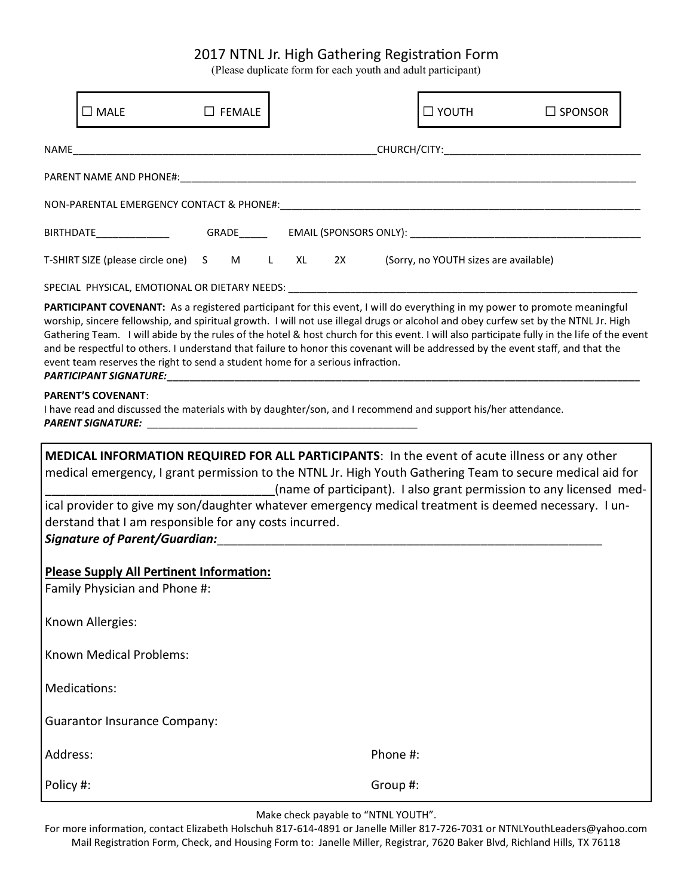# 2017 NTNL Jr. High Gathering Registration Form

(Please duplicate form for each youth and adult participant)

☐ MALE ☐ FEMALE

☐ YOUTH ☐ SPONSOR

NAME_______________________________________________________CHURCH/CITY:____________________________________

PARENT NAME AND PHONE#:_________________________________________________________________________________________

NON-PARENTAL EMERGENCY CONTACT & PHONE#:______________________________________________________________________

BIRTHDATE_____________ GRADE_____ EMAIL (SPONSORS ONLY): __________________________________________

T-SHIRT SIZE (please circle one) S M L XL 2X (Sorry, no YOUTH sizes are available)

SPECIAL PHYSICAL, EMOTIONAL OR DIETARY NEEDS: ________________________________________________________________

**PARTICIPANT COVENANT:** As a registered participant for this event, I will do everything in my power to promote meaningful worship, sincere fellowship, and spiritual growth. I will not use illegal drugs or alcohol and obey curfew set by the NTNL Jr. High Gathering Team. I will abide by the rules of the hotel & host church for this event. I will also participate fully in the life of the event and be respectful to others. I understand that failure to honor this covenant will be addressed by the event staff, and that the event team reserves the right to send a student home for a serious infraction.

***PARTICIPANT SIGNATURE:***_________________________________________________________________________________

**PARENT'S COVENANT**:

I have read and discussed the materials with by daughter/son, and I recommend and support his/her attendance.

***PARENT SIGNATURE:*** _________________________________________________

**MEDICAL INFORMATION REQUIRED FOR ALL PARTICIPANTS**: In the event of acute illness or any other medical emergency, I grant permission to the NTNL Jr. High Youth Gathering Team to secure medical aid for __________________________________(name of participant). I also grant permission to any licensed medical provider to give my son/daughter whatever emergency medical treatment is deemed necessary. I understand that I am responsible for any costs incurred.

***Signature of Parent/Guardian:***_____________________________________________________________

**Please Supply All Pertinent Information:**

Family Physician and Phone #:

Known Allergies:

Known Medical Problems:

Medications:

Guarantor Insurance Company:

Address: Phone #:

Policy #: Group #:

Make check payable to "NTNL YOUTH".

For more information, contact Elizabeth Holschuh 817-614-4891 or Janelle Miller 817-726-7031 or NTNLYouthLeaders@yahoo.com

Mail Registration Form, Check, and Housing Form to: Janelle Miller, Registrar, 7620 Baker Blvd, Richland Hills, TX 76118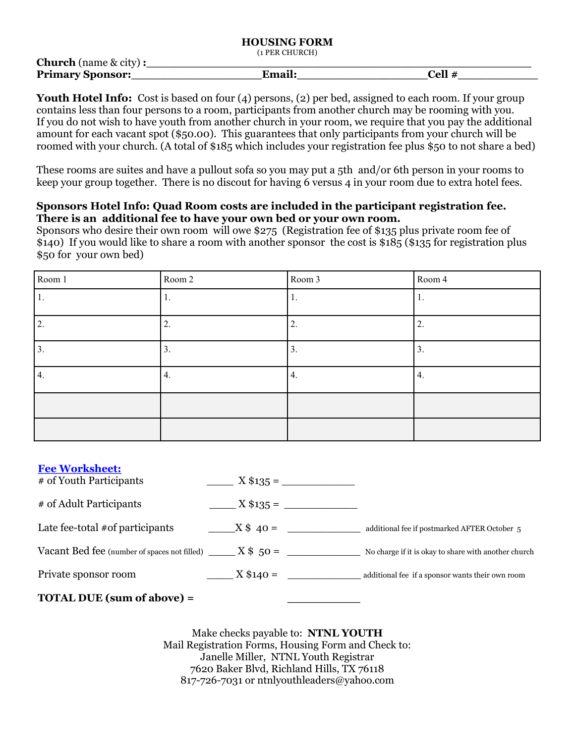# HOUSING FORM

(1 PER CHURCH)

**Church** (name & city) **:**\_\_\_\_\_\_\_\_\_\_\_\_\_\_\_\_\_\_\_\_\_\_\_\_\_\_\_\_\_\_\_\_\_\_\_\_\_\_\_\_\_\_\_\_\_\_\_\_\_\_\_\_

**Primary Sponsor:**\_\_\_\_\_\_\_\_\_\_\_\_\_\_\_\_\_\_\_\_ **Email:**\_\_\_\_\_\_\_\_\_\_\_\_\_\_\_\_\_\_\_\_ **Cell #**\_\_\_\_\_\_\_\_\_\_\_\_

**Youth Hotel Info:** Cost is based on four (4) persons, (2) per bed, assigned to each room. If your group contains less than four persons to a room, participants from another church may be rooming with you. If you do not wish to have youth from another church in your room, we require that you pay the additional amount for each vacant spot ($50.00). This guarantees that only participants from your church will be roomed with your church. (A total of $185 which includes your registration fee plus $50 to not share a bed)

These rooms are suites and have a pullout sofa so you may put a 5th and/or 6th person in your rooms to keep your group together. There is no discout for having 6 versus 4 in your room due to extra hotel fees.

**Sponsors Hotel Info: Quad Room costs are included in the participant registration fee. There is an additional fee to have your own bed or your own room.**
Sponsors who desire their own room will owe $275 (Registration fee of $135 plus private room fee of $140) If you would like to share a room with another sponsor the cost is $185 ($135 for registration plus $50 for your own bed)

| Room 1 | Room 2 | Room 3 | Room 4 |
|---|---|---|---|
| 1. | 1. | 1. | 1. |
| 2. | 2. | 2. | 2. |
| 3. | 3. | 3. | 3. |
| 4. | 4. | 4. | 4. |
| | | | |
| | | | |

**Fee Worksheet:**

| | | | |
|---|---|---|---|
| # of Youth Participants | \_\_\_\_ X $135 = | \_\_\_\_\_\_\_\_\_\_ | |
| # of Adult Participants | \_\_\_\_ X $135 = | \_\_\_\_\_\_\_\_\_\_ | |
| Late fee-total #of participants | \_\_\_\_ X $ 40 = | \_\_\_\_\_\_\_\_\_\_ | additional fee if postmarked AFTER October 5 |
| Vacant Bed fee (number of spaces not filled) | \_\_\_\_ X $ 50 = | \_\_\_\_\_\_\_\_\_\_ | No charge if it is okay to share with another church |
| Private sponsor room | \_\_\_\_ X $140 = | \_\_\_\_\_\_\_\_\_\_ | additional fee if a sponsor wants their own room |
| **TOTAL DUE (sum of above) =** | | \_\_\_\_\_\_\_\_\_\_ | |

Make checks payable to: **NTNL YOUTH**
Mail Registration Forms, Housing Form and Check to:
Janelle Miller, NTNL Youth Registrar
7620 Baker Blvd, Richland Hills, TX 76118
817-726-7031 or ntnlyouthleaders@yahoo.com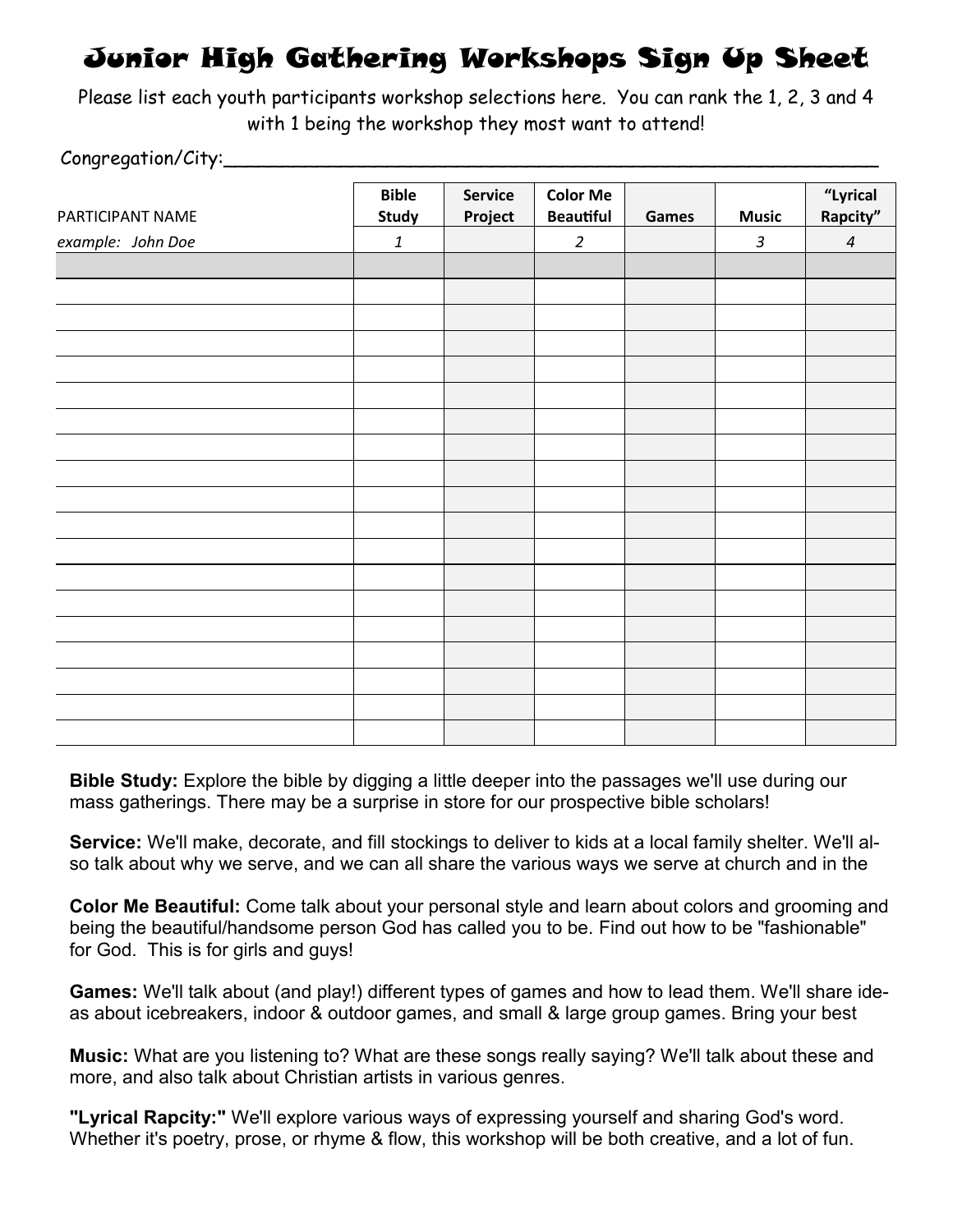# Junior High Gathering Workshops Sign Up Sheet

Please list each youth participants workshop selections here. You can rank the 1, 2, 3 and 4 with 1 being the workshop they most want to attend!

Congregation/City:\_\_\_\_\_\_\_\_\_\_\_\_\_\_\_\_\_\_\_\_\_\_\_\_\_\_\_\_\_\_\_\_\_\_\_\_\_\_\_\_\_\_\_\_\_\_\_\_\_\_\_\_\_\_\_\_

| PARTICIPANT NAME | Bible Study | Service Project | Color Me Beautiful | Games | Music | "Lyrical Rapcity" |
|---|---|---|---|---|---|---|
| *example: John Doe* | *1* | | *2* | | *3* | *4* |
| | | | | | | |
| | | | | | | |
| | | | | | | |
| | | | | | | |
| | | | | | | |
| | | | | | | |
| | | | | | | |
| | | | | | | |
| | | | | | | |
| | | | | | | |
| | | | | | | |
| | | | | | | |
| | | | | | | |
| | | | | | | |
| | | | | | | |
| | | | | | | |
| | | | | | | |
| | | | | | | |
| | | | | | | |

**Bible Study:** Explore the bible by digging a little deeper into the passages we'll use during our mass gatherings. There may be a surprise in store for our prospective bible scholars!

**Service:** We'll make, decorate, and fill stockings to deliver to kids at a local family shelter. We'll also talk about why we serve, and we can all share the various ways we serve at church and in the

**Color Me Beautiful:** Come talk about your personal style and learn about colors and grooming and being the beautiful/handsome person God has called you to be. Find out how to be "fashionable" for God. This is for girls and guys!

**Games:** We'll talk about (and play!) different types of games and how to lead them. We'll share ideas about icebreakers, indoor & outdoor games, and small & large group games. Bring your best

**Music:** What are you listening to? What are these songs really saying? We'll talk about these and more, and also talk about Christian artists in various genres.

**"Lyrical Rapcity:"** We'll explore various ways of expressing yourself and sharing God's word. Whether it's poetry, prose, or rhyme & flow, this workshop will be both creative, and a lot of fun.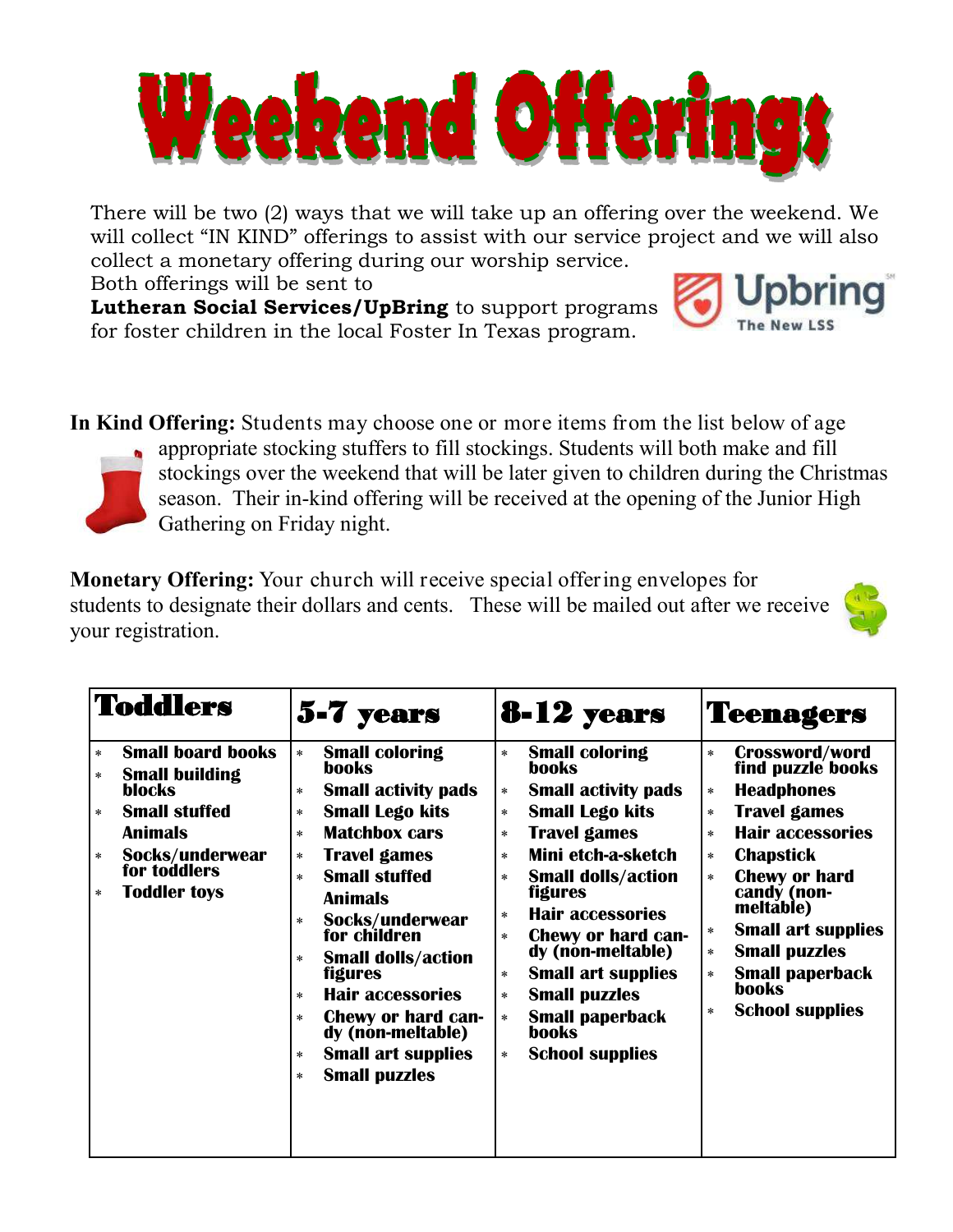# Weekend Offerings

There will be two (2) ways that we will take up an offering over the weekend. We will collect "IN KIND" offerings to assist with our service project and we will also collect a monetary offering during our worship service.

Both offerings will be sent to **Lutheran Social Services/UpBring** to support programs for foster children in the local Foster In Texas program.

Upbring
The New LSS

**In Kind Offering:** Students may choose one or more items from the list below of age appropriate stocking stuffers to fill stockings. Students will both make and fill stockings over the weekend that will be later given to children during the Christmas season. Their in-kind offering will be received at the opening of the Junior High Gathering on Friday night.

**Monetary Offering:** Your church will receive special offering envelopes for students to designate their dollars and cents. These will be mailed out after we receive your registration.

| Toddlers | 5-7 years | 8-12 years | Teenagers |
|---|---|---|---|
| * Small board books<br>* Small building blocks<br>* Small stuffed Animals<br>* Socks/underwear for toddlers<br>* Toddler toys | * Small coloring books<br>* Small activity pads<br>* Small Lego kits<br>* Matchbox cars<br>* Travel games<br>* Small stuffed Animals<br>* Socks/underwear for children<br>* Small dolls/action figures<br>* Hair accessories<br>* Chewy or hard candy (non-meltable)<br>* Small art supplies<br>* Small puzzles | * Small coloring books<br>* Small activity pads<br>* Small Lego kits<br>* Travel games<br>* Mini etch-a-sketch<br>* Small dolls/action figures<br>* Hair accessories<br>* Chewy or hard candy (non-meltable)<br>* Small art supplies<br>* Small puzzles<br>* Small paperback books<br>* School supplies | * Crossword/word find puzzle books<br>* Headphones<br>* Travel games<br>* Hair accessories<br>* Chapstick<br>* Chewy or hard candy (non-meltable)<br>* Small art supplies<br>* Small puzzles<br>* Small paperback books<br>* School supplies |